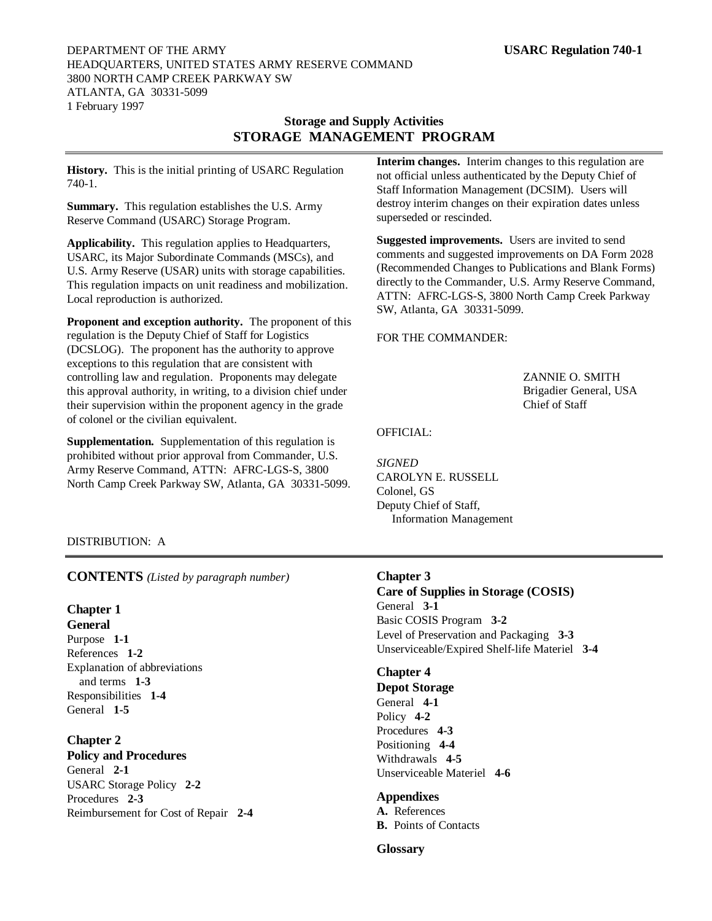DEPARTMENT OF THE ARMY **USARC Regulation 740-1**
HEADQUARTERS, UNITED STATES ARMY RESERVE COMMAND
3800 NORTH CAMP CREEK PARKWAY SW
ATLANTA, GA 30331-5099
1 February 1997

**Storage and Supply Activities**

# STORAGE MANAGEMENT PROGRAM

**History.** This is the initial printing of USARC Regulation 740-1.

**Summary.** This regulation establishes the U.S. Army Reserve Command (USARC) Storage Program.

**Applicability.** This regulation applies to Headquarters, USARC, its Major Subordinate Commands (MSCs), and U.S. Army Reserve (USAR) units with storage capabilities. This regulation impacts on unit readiness and mobilization. Local reproduction is authorized.

**Proponent and exception authority.** The proponent of this regulation is the Deputy Chief of Staff for Logistics (DCSLOG). The proponent has the authority to approve exceptions to this regulation that are consistent with controlling law and regulation. Proponents may delegate this approval authority, in writing, to a division chief under their supervision within the proponent agency in the grade of colonel or the civilian equivalent.

**Supplementation.** Supplementation of this regulation is prohibited without prior approval from Commander, U.S. Army Reserve Command, ATTN: AFRC-LGS-S, 3800 North Camp Creek Parkway SW, Atlanta, GA 30331-5099.

**Interim changes.** Interim changes to this regulation are not official unless authenticated by the Deputy Chief of Staff Information Management (DCSIM). Users will destroy interim changes on their expiration dates unless superseded or rescinded.

**Suggested improvements.** Users are invited to send comments and suggested improvements on DA Form 2028 (Recommended Changes to Publications and Blank Forms) directly to the Commander, U.S. Army Reserve Command, ATTN: AFRC-LGS-S, 3800 North Camp Creek Parkway SW, Atlanta, GA 30331-5099.

FOR THE COMMANDER:

ZANNIE O. SMITH
Brigadier General, USA
Chief of Staff

OFFICIAL:

*SIGNED*
CAROLYN E. RUSSELL
Colonel, GS
Deputy Chief of Staff,
Information Management

DISTRIBUTION: A

## CONTENTS *(Listed by paragraph number)*

**Chapter 1**
**General**
Purpose **1-1**
References **1-2**
Explanation of abbreviations and terms **1-3**
Responsibilities **1-4**
General **1-5**

**Chapter 2**
**Policy and Procedures**
General **2-1**
USARC Storage Policy **2-2**
Procedures **2-3**
Reimbursement for Cost of Repair **2-4**

**Chapter 3**
**Care of Supplies in Storage (COSIS)**
General **3-1**
Basic COSIS Program **3-2**
Level of Preservation and Packaging **3-3**
Unserviceable/Expired Shelf-life Materiel **3-4**

**Chapter 4**
**Depot Storage**
General **4-1**
Policy **4-2**
Procedures **4-3**
Positioning **4-4**
Withdrawals **4-5**
Unserviceable Materiel **4-6**

**Appendixes**
**A.** References
**B.** Points of Contacts

**Glossary**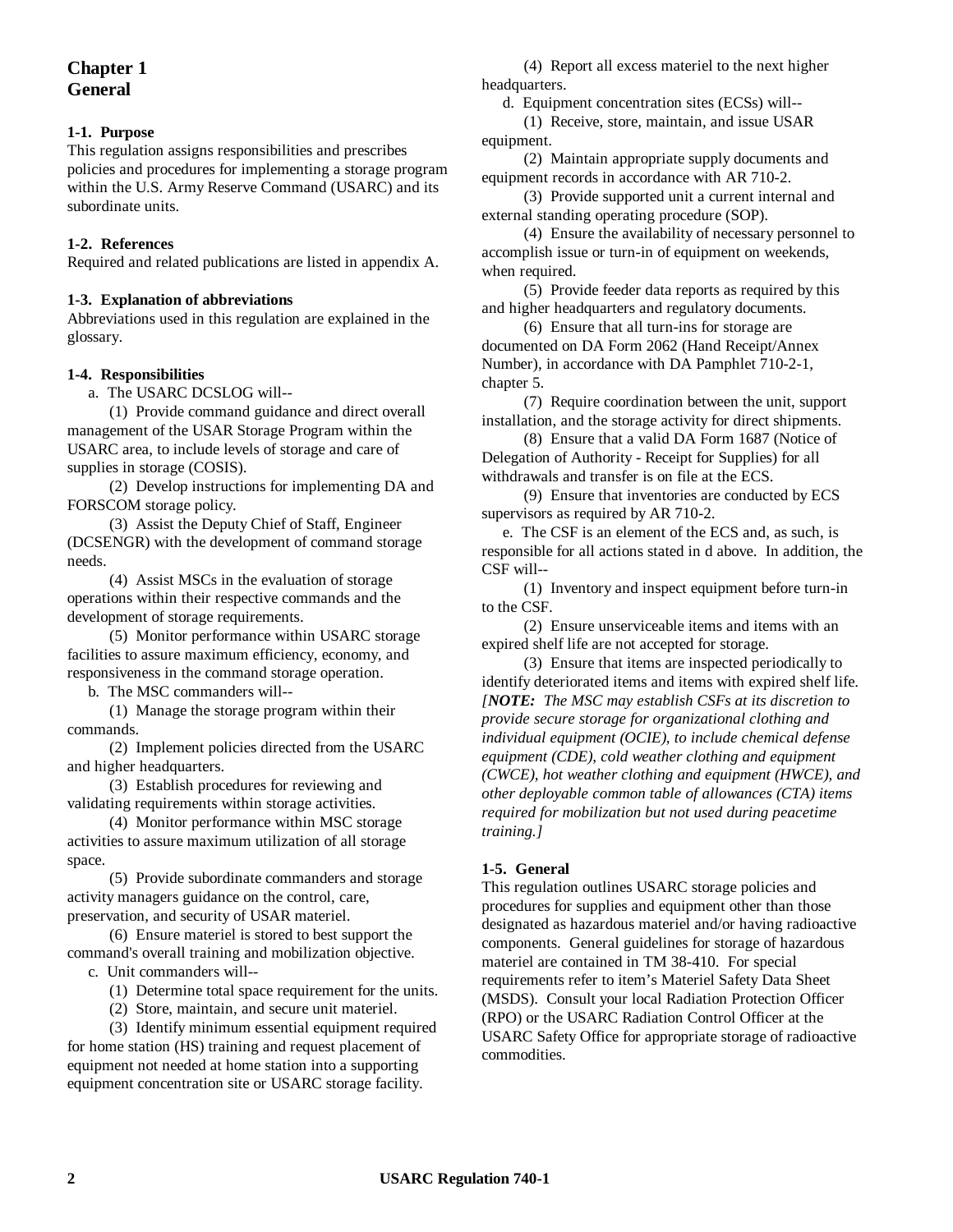# Chapter 1
# General

### 1-1. Purpose

This regulation assigns responsibilities and prescribes policies and procedures for implementing a storage program within the U.S. Army Reserve Command (USARC) and its subordinate units.

### 1-2. References

Required and related publications are listed in appendix A.

### 1-3. Explanation of abbreviations

Abbreviations used in this regulation are explained in the glossary.

### 1-4. Responsibilities

a. The USARC DCSLOG will--

(1) Provide command guidance and direct overall management of the USAR Storage Program within the USARC area, to include levels of storage and care of supplies in storage (COSIS).

(2) Develop instructions for implementing DA and FORSCOM storage policy.

(3) Assist the Deputy Chief of Staff, Engineer (DCSENGR) with the development of command storage needs.

(4) Assist MSCs in the evaluation of storage operations within their respective commands and the development of storage requirements.

(5) Monitor performance within USARC storage facilities to assure maximum efficiency, economy, and responsiveness in the command storage operation.

b. The MSC commanders will--

(1) Manage the storage program within their commands.

(2) Implement policies directed from the USARC and higher headquarters.

(3) Establish procedures for reviewing and validating requirements within storage activities.

(4) Monitor performance within MSC storage activities to assure maximum utilization of all storage space.

(5) Provide subordinate commanders and storage activity managers guidance on the control, care, preservation, and security of USAR materiel.

(6) Ensure materiel is stored to best support the command's overall training and mobilization objective.

c. Unit commanders will--

(1) Determine total space requirement for the units.

(2) Store, maintain, and secure unit materiel.

(3) Identify minimum essential equipment required for home station (HS) training and request placement of equipment not needed at home station into a supporting equipment concentration site or USARC storage facility.

(4) Report all excess materiel to the next higher headquarters.

d. Equipment concentration sites (ECSs) will--

(1) Receive, store, maintain, and issue USAR equipment.

(2) Maintain appropriate supply documents and equipment records in accordance with AR 710-2.

(3) Provide supported unit a current internal and external standing operating procedure (SOP).

(4) Ensure the availability of necessary personnel to accomplish issue or turn-in of equipment on weekends, when required.

(5) Provide feeder data reports as required by this and higher headquarters and regulatory documents.

(6) Ensure that all turn-ins for storage are documented on DA Form 2062 (Hand Receipt/Annex Number), in accordance with DA Pamphlet 710-2-1, chapter 5.

(7) Require coordination between the unit, support installation, and the storage activity for direct shipments.

(8) Ensure that a valid DA Form 1687 (Notice of Delegation of Authority - Receipt for Supplies) for all withdrawals and transfer is on file at the ECS.

(9) Ensure that inventories are conducted by ECS supervisors as required by AR 710-2.

e. The CSF is an element of the ECS and, as such, is responsible for all actions stated in d above. In addition, the CSF will--

(1) Inventory and inspect equipment before turn-in to the CSF.

(2) Ensure unserviceable items and items with an expired shelf life are not accepted for storage.

(3) Ensure that items are inspected periodically to identify deteriorated items and items with expired shelf life. *[**NOTE:** The MSC may establish CSFs at its discretion to provide secure storage for organizational clothing and individual equipment (OCIE), to include chemical defense equipment (CDE), cold weather clothing and equipment (CWCE), hot weather clothing and equipment (HWCE), and other deployable common table of allowances (CTA) items required for mobilization but not used during peacetime training.]*

### 1-5. General

This regulation outlines USARC storage policies and procedures for supplies and equipment other than those designated as hazardous materiel and/or having radioactive components. General guidelines for storage of hazardous materiel are contained in TM 38-410. For special requirements refer to item's Materiel Safety Data Sheet (MSDS). Consult your local Radiation Protection Officer (RPO) or the USARC Radiation Control Officer at the USARC Safety Office for appropriate storage of radioactive commodities.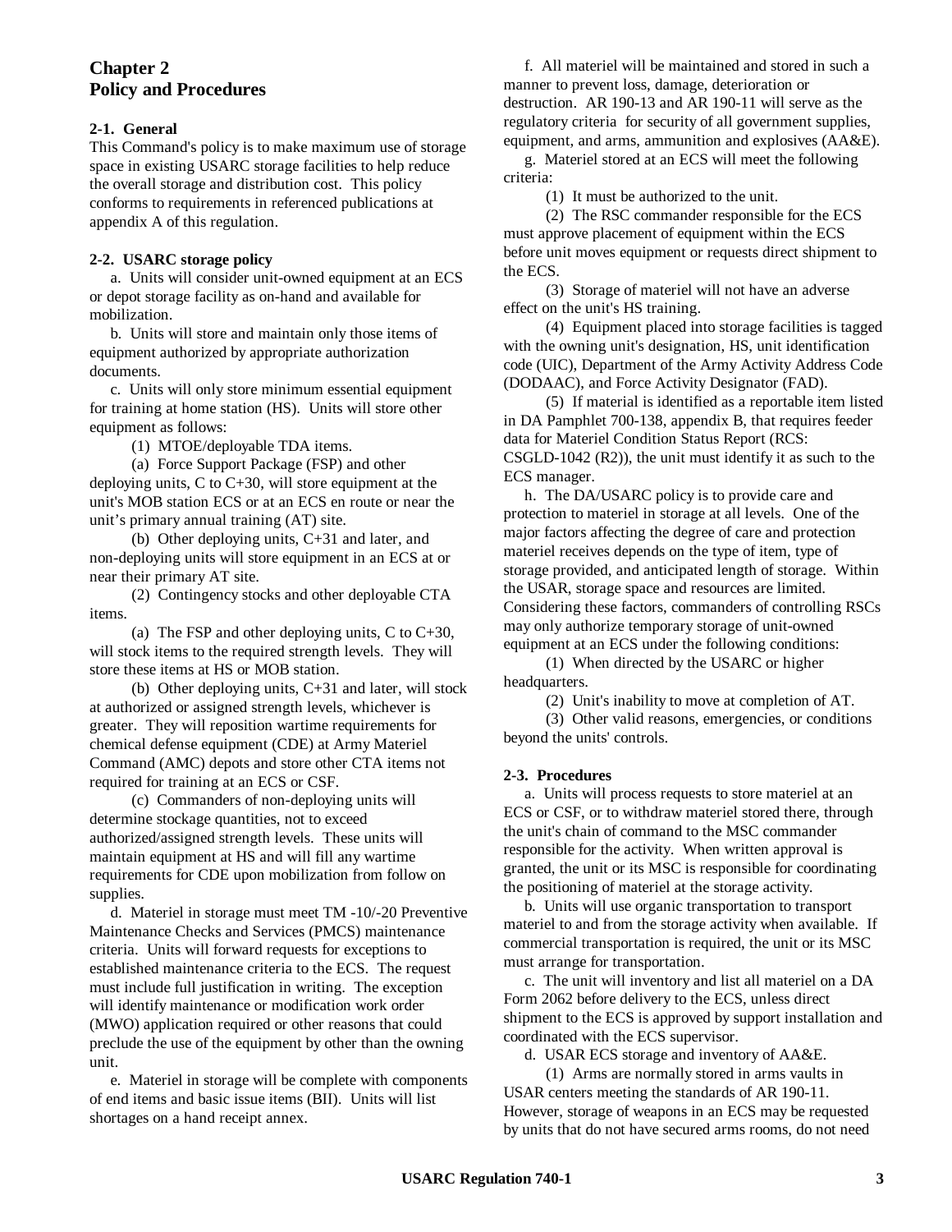# Chapter 2
# Policy and Procedures

**2-1. General**

This Command's policy is to make maximum use of storage space in existing USARC storage facilities to help reduce the overall storage and distribution cost. This policy conforms to requirements in referenced publications at appendix A of this regulation.

**2-2. USARC storage policy**

a. Units will consider unit-owned equipment at an ECS or depot storage facility as on-hand and available for mobilization.

b. Units will store and maintain only those items of equipment authorized by appropriate authorization documents.

c. Units will only store minimum essential equipment for training at home station (HS). Units will store other equipment as follows:

(1) MTOE/deployable TDA items.

(a) Force Support Package (FSP) and other deploying units, C to C+30, will store equipment at the unit's MOB station ECS or at an ECS en route or near the unit's primary annual training (AT) site.

(b) Other deploying units, C+31 and later, and non-deploying units will store equipment in an ECS at or near their primary AT site.

(2) Contingency stocks and other deployable CTA items.

(a) The FSP and other deploying units, C to C+30, will stock items to the required strength levels. They will store these items at HS or MOB station.

(b) Other deploying units, C+31 and later, will stock at authorized or assigned strength levels, whichever is greater. They will reposition wartime requirements for chemical defense equipment (CDE) at Army Materiel Command (AMC) depots and store other CTA items not required for training at an ECS or CSF.

(c) Commanders of non-deploying units will determine stockage quantities, not to exceed authorized/assigned strength levels. These units will maintain equipment at HS and will fill any wartime requirements for CDE upon mobilization from follow on supplies.

d. Materiel in storage must meet TM -10/-20 Preventive Maintenance Checks and Services (PMCS) maintenance criteria. Units will forward requests for exceptions to established maintenance criteria to the ECS. The request must include full justification in writing. The exception will identify maintenance or modification work order (MWO) application required or other reasons that could preclude the use of the equipment by other than the owning unit.

e. Materiel in storage will be complete with components of end items and basic issue items (BII). Units will list shortages on a hand receipt annex.

f. All materiel will be maintained and stored in such a manner to prevent loss, damage, deterioration or destruction. AR 190-13 and AR 190-11 will serve as the regulatory criteria for security of all government supplies, equipment, and arms, ammunition and explosives (AA&E).

g. Materiel stored at an ECS will meet the following criteria:

(1) It must be authorized to the unit.

(2) The RSC commander responsible for the ECS must approve placement of equipment within the ECS before unit moves equipment or requests direct shipment to the ECS.

(3) Storage of materiel will not have an adverse effect on the unit's HS training.

(4) Equipment placed into storage facilities is tagged with the owning unit's designation, HS, unit identification code (UIC), Department of the Army Activity Address Code (DODAAC), and Force Activity Designator (FAD).

(5) If material is identified as a reportable item listed in DA Pamphlet 700-138, appendix B, that requires feeder data for Materiel Condition Status Report (RCS: CSGLD-1042 (R2)), the unit must identify it as such to the ECS manager.

h. The DA/USARC policy is to provide care and protection to materiel in storage at all levels. One of the major factors affecting the degree of care and protection materiel receives depends on the type of item, type of storage provided, and anticipated length of storage. Within the USAR, storage space and resources are limited. Considering these factors, commanders of controlling RSCs may only authorize temporary storage of unit-owned equipment at an ECS under the following conditions:

(1) When directed by the USARC or higher headquarters.

(2) Unit's inability to move at completion of AT.

(3) Other valid reasons, emergencies, or conditions beyond the units' controls.

**2-3. Procedures**

a. Units will process requests to store materiel at an ECS or CSF, or to withdraw materiel stored there, through the unit's chain of command to the MSC commander responsible for the activity. When written approval is granted, the unit or its MSC is responsible for coordinating the positioning of materiel at the storage activity.

b. Units will use organic transportation to transport materiel to and from the storage activity when available. If commercial transportation is required, the unit or its MSC must arrange for transportation.

c. The unit will inventory and list all materiel on a DA Form 2062 before delivery to the ECS, unless direct shipment to the ECS is approved by support installation and coordinated with the ECS supervisor.

d. USAR ECS storage and inventory of AA&E.

(1) Arms are normally stored in arms vaults in USAR centers meeting the standards of AR 190-11. However, storage of weapons in an ECS may be requested by units that do not have secured arms rooms, do not need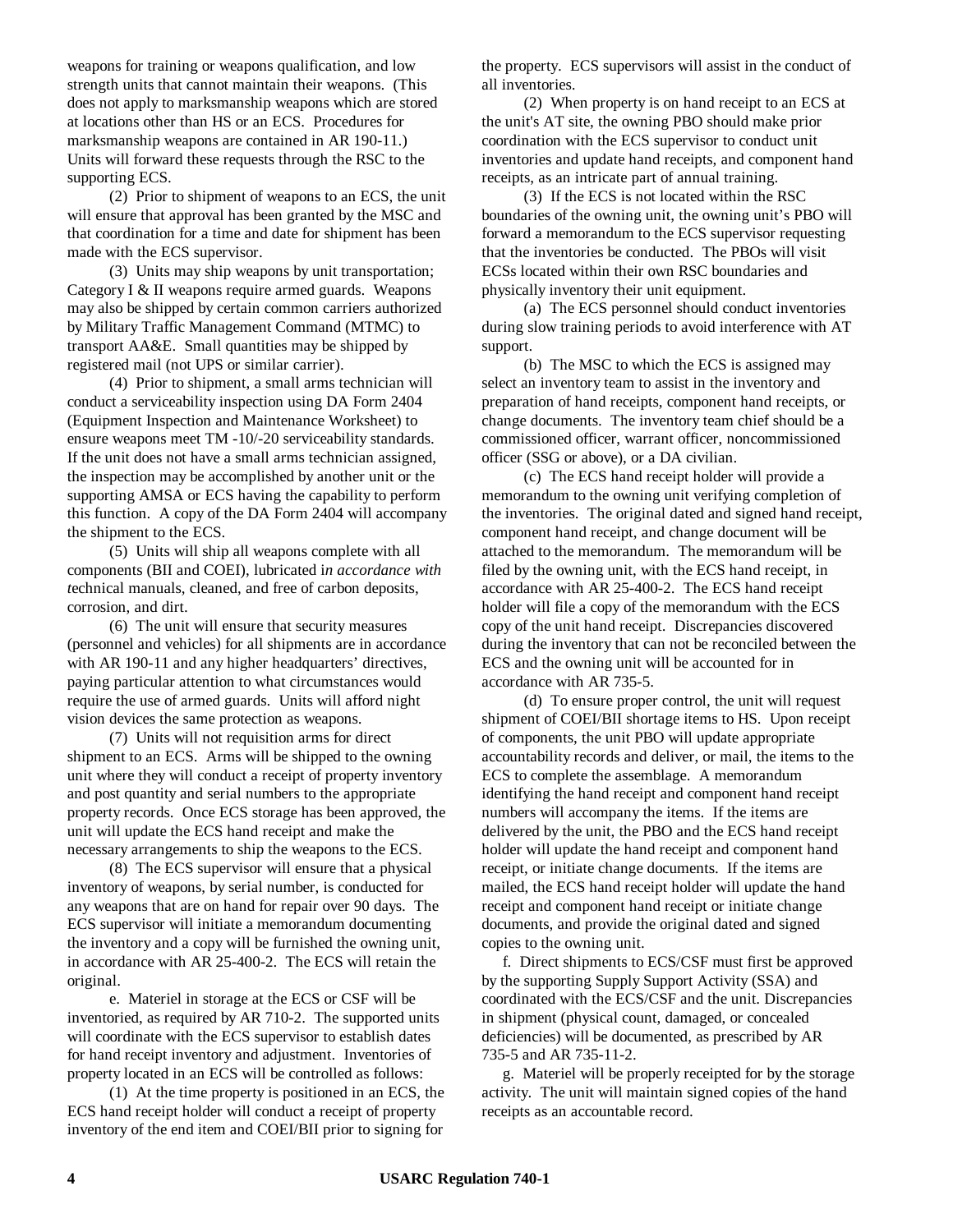weapons for training or weapons qualification, and low strength units that cannot maintain their weapons. (This does not apply to marksmanship weapons which are stored at locations other than HS or an ECS. Procedures for marksmanship weapons are contained in AR 190-11.) Units will forward these requests through the RSC to the supporting ECS.

(2) Prior to shipment of weapons to an ECS, the unit will ensure that approval has been granted by the MSC and that coordination for a time and date for shipment has been made with the ECS supervisor.

(3) Units may ship weapons by unit transportation; Category I & II weapons require armed guards. Weapons may also be shipped by certain common carriers authorized by Military Traffic Management Command (MTMC) to transport AA&E. Small quantities may be shipped by registered mail (not UPS or similar carrier).

(4) Prior to shipment, a small arms technician will conduct a serviceability inspection using DA Form 2404 (Equipment Inspection and Maintenance Worksheet) to ensure weapons meet TM -10/-20 serviceability standards. If the unit does not have a small arms technician assigned, the inspection may be accomplished by another unit or the supporting AMSA or ECS having the capability to perform this function. A copy of the DA Form 2404 will accompany the shipment to the ECS.

(5) Units will ship all weapons complete with all components (BII and COEI), lubricated i*n accordance with t*echnical manuals, cleaned, and free of carbon deposits, corrosion, and dirt.

(6) The unit will ensure that security measures (personnel and vehicles) for all shipments are in accordance with AR 190-11 and any higher headquarters' directives, paying particular attention to what circumstances would require the use of armed guards. Units will afford night vision devices the same protection as weapons.

(7) Units will not requisition arms for direct shipment to an ECS. Arms will be shipped to the owning unit where they will conduct a receipt of property inventory and post quantity and serial numbers to the appropriate property records. Once ECS storage has been approved, the unit will update the ECS hand receipt and make the necessary arrangements to ship the weapons to the ECS.

(8) The ECS supervisor will ensure that a physical inventory of weapons, by serial number, is conducted for any weapons that are on hand for repair over 90 days. The ECS supervisor will initiate a memorandum documenting the inventory and a copy will be furnished the owning unit, in accordance with AR 25-400-2. The ECS will retain the original.

e. Materiel in storage at the ECS or CSF will be inventoried, as required by AR 710-2. The supported units will coordinate with the ECS supervisor to establish dates for hand receipt inventory and adjustment. Inventories of property located in an ECS will be controlled as follows:

(1) At the time property is positioned in an ECS, the ECS hand receipt holder will conduct a receipt of property inventory of the end item and COEI/BII prior to signing for the property. ECS supervisors will assist in the conduct of all inventories.

(2) When property is on hand receipt to an ECS at the unit's AT site, the owning PBO should make prior coordination with the ECS supervisor to conduct unit inventories and update hand receipts, and component hand receipts, as an intricate part of annual training.

(3) If the ECS is not located within the RSC boundaries of the owning unit, the owning unit's PBO will forward a memorandum to the ECS supervisor requesting that the inventories be conducted. The PBOs will visit ECSs located within their own RSC boundaries and physically inventory their unit equipment.

(a) The ECS personnel should conduct inventories during slow training periods to avoid interference with AT support.

(b) The MSC to which the ECS is assigned may select an inventory team to assist in the inventory and preparation of hand receipts, component hand receipts, or change documents. The inventory team chief should be a commissioned officer, warrant officer, noncommissioned officer (SSG or above), or a DA civilian.

(c) The ECS hand receipt holder will provide a memorandum to the owning unit verifying completion of the inventories. The original dated and signed hand receipt, component hand receipt, and change document will be attached to the memorandum. The memorandum will be filed by the owning unit, with the ECS hand receipt, in accordance with AR 25-400-2. The ECS hand receipt holder will file a copy of the memorandum with the ECS copy of the unit hand receipt. Discrepancies discovered during the inventory that can not be reconciled between the ECS and the owning unit will be accounted for in accordance with AR 735-5.

(d) To ensure proper control, the unit will request shipment of COEI/BII shortage items to HS. Upon receipt of components, the unit PBO will update appropriate accountability records and deliver, or mail, the items to the ECS to complete the assemblage. A memorandum identifying the hand receipt and component hand receipt numbers will accompany the items. If the items are delivered by the unit, the PBO and the ECS hand receipt holder will update the hand receipt and component hand receipt, or initiate change documents. If the items are mailed, the ECS hand receipt holder will update the hand receipt and component hand receipt or initiate change documents, and provide the original dated and signed copies to the owning unit.

f. Direct shipments to ECS/CSF must first be approved by the supporting Supply Support Activity (SSA) and coordinated with the ECS/CSF and the unit. Discrepancies in shipment (physical count, damaged, or concealed deficiencies) will be documented, as prescribed by AR 735-5 and AR 735-11-2.

g. Materiel will be properly receipted for by the storage activity. The unit will maintain signed copies of the hand receipts as an accountable record.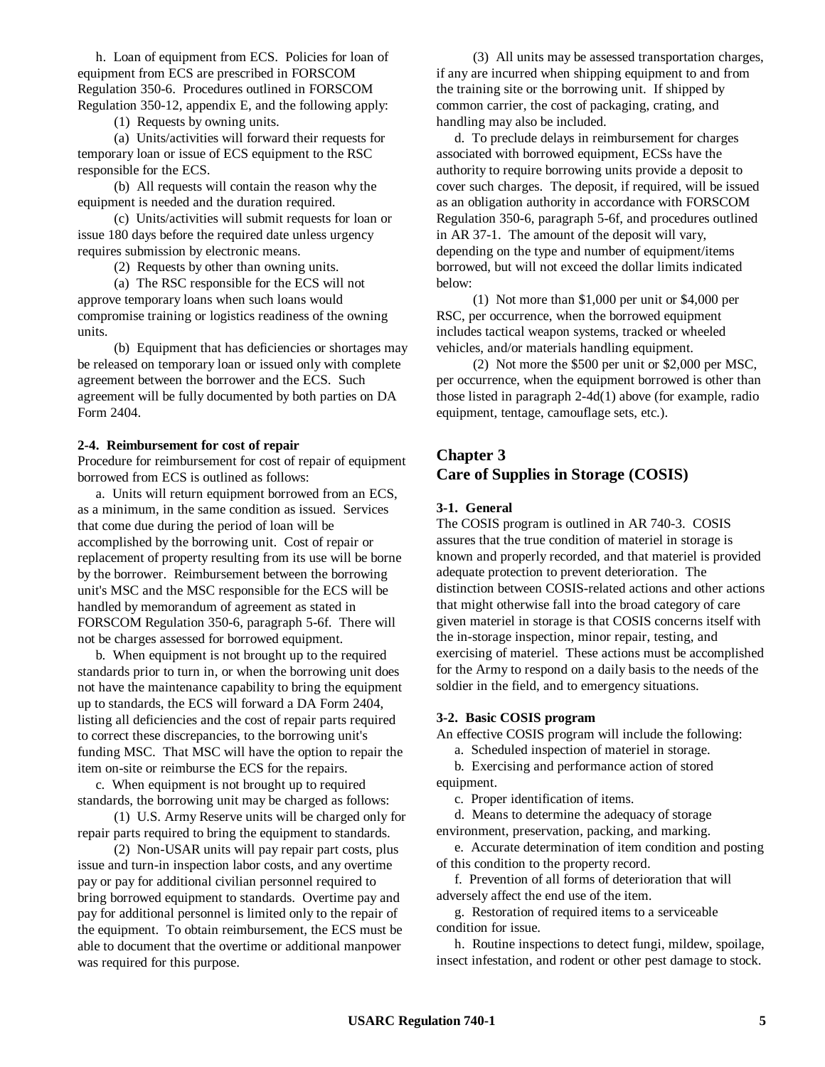h. Loan of equipment from ECS. Policies for loan of equipment from ECS are prescribed in FORSCOM Regulation 350-6. Procedures outlined in FORSCOM Regulation 350-12, appendix E, and the following apply:

(1) Requests by owning units.

(a) Units/activities will forward their requests for temporary loan or issue of ECS equipment to the RSC responsible for the ECS.

(b) All requests will contain the reason why the equipment is needed and the duration required.

(c) Units/activities will submit requests for loan or issue 180 days before the required date unless urgency requires submission by electronic means.

(2) Requests by other than owning units.

(a) The RSC responsible for the ECS will not approve temporary loans when such loans would compromise training or logistics readiness of the owning units.

(b) Equipment that has deficiencies or shortages may be released on temporary loan or issued only with complete agreement between the borrower and the ECS. Such agreement will be fully documented by both parties on DA Form 2404.

**2-4. Reimbursement for cost of repair**

Procedure for reimbursement for cost of repair of equipment borrowed from ECS is outlined as follows:

a. Units will return equipment borrowed from an ECS, as a minimum, in the same condition as issued. Services that come due during the period of loan will be accomplished by the borrowing unit. Cost of repair or replacement of property resulting from its use will be borne by the borrower. Reimbursement between the borrowing unit's MSC and the MSC responsible for the ECS will be handled by memorandum of agreement as stated in FORSCOM Regulation 350-6, paragraph 5-6f. There will not be charges assessed for borrowed equipment.

b. When equipment is not brought up to the required standards prior to turn in, or when the borrowing unit does not have the maintenance capability to bring the equipment up to standards, the ECS will forward a DA Form 2404, listing all deficiencies and the cost of repair parts required to correct these discrepancies, to the borrowing unit's funding MSC. That MSC will have the option to repair the item on-site or reimburse the ECS for the repairs.

c. When equipment is not brought up to required standards, the borrowing unit may be charged as follows:

(1) U.S. Army Reserve units will be charged only for repair parts required to bring the equipment to standards.

(2) Non-USAR units will pay repair part costs, plus issue and turn-in inspection labor costs, and any overtime pay or pay for additional civilian personnel required to bring borrowed equipment to standards. Overtime pay and pay for additional personnel is limited only to the repair of the equipment. To obtain reimbursement, the ECS must be able to document that the overtime or additional manpower was required for this purpose.

(3) All units may be assessed transportation charges, if any are incurred when shipping equipment to and from the training site or the borrowing unit. If shipped by common carrier, the cost of packaging, crating, and handling may also be included.

d. To preclude delays in reimbursement for charges associated with borrowed equipment, ECSs have the authority to require borrowing units provide a deposit to cover such charges. The deposit, if required, will be issued as an obligation authority in accordance with FORSCOM Regulation 350-6, paragraph 5-6f, and procedures outlined in AR 37-1. The amount of the deposit will vary, depending on the type and number of equipment/items borrowed, but will not exceed the dollar limits indicated below:

(1) Not more than $1,000 per unit or $4,000 per RSC, per occurrence, when the borrowed equipment includes tactical weapon systems, tracked or wheeled vehicles, and/or materials handling equipment.

(2) Not more the $500 per unit or $2,000 per MSC, per occurrence, when the equipment borrowed is other than those listed in paragraph 2-4d(1) above (for example, radio equipment, tentage, camouflage sets, etc.).

# Chapter 3
# Care of Supplies in Storage (COSIS)

**3-1. General**

The COSIS program is outlined in AR 740-3. COSIS assures that the true condition of materiel in storage is known and properly recorded, and that materiel is provided adequate protection to prevent deterioration. The distinction between COSIS-related actions and other actions that might otherwise fall into the broad category of care given materiel in storage is that COSIS concerns itself with the in-storage inspection, minor repair, testing, and exercising of materiel. These actions must be accomplished for the Army to respond on a daily basis to the needs of the soldier in the field, and to emergency situations.

**3-2. Basic COSIS program**

An effective COSIS program will include the following:

a. Scheduled inspection of materiel in storage.

b. Exercising and performance action of stored equipment.

c. Proper identification of items.

d. Means to determine the adequacy of storage environment, preservation, packing, and marking.

e. Accurate determination of item condition and posting of this condition to the property record.

f. Prevention of all forms of deterioration that will adversely affect the end use of the item.

g. Restoration of required items to a serviceable condition for issue.

h. Routine inspections to detect fungi, mildew, spoilage, insect infestation, and rodent or other pest damage to stock.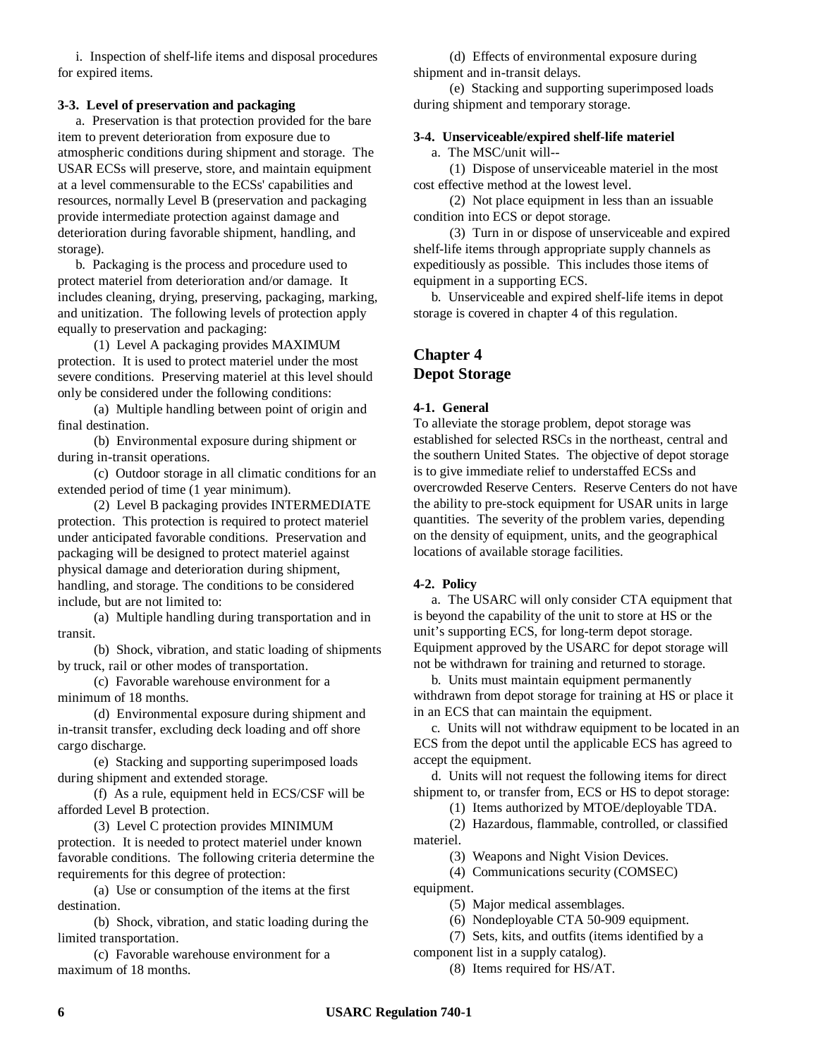i. Inspection of shelf-life items and disposal procedures for expired items.

**3-3. Level of preservation and packaging**

a. Preservation is that protection provided for the bare item to prevent deterioration from exposure due to atmospheric conditions during shipment and storage. The USAR ECSs will preserve, store, and maintain equipment at a level commensurable to the ECSs' capabilities and resources, normally Level B (preservation and packaging provide intermediate protection against damage and deterioration during favorable shipment, handling, and storage).

b. Packaging is the process and procedure used to protect materiel from deterioration and/or damage. It includes cleaning, drying, preserving, packaging, marking, and unitization. The following levels of protection apply equally to preservation and packaging:

(1) Level A packaging provides MAXIMUM protection. It is used to protect materiel under the most severe conditions. Preserving materiel at this level should only be considered under the following conditions:

(a) Multiple handling between point of origin and final destination.

(b) Environmental exposure during shipment or during in-transit operations.

(c) Outdoor storage in all climatic conditions for an extended period of time (1 year minimum).

(2) Level B packaging provides INTERMEDIATE protection. This protection is required to protect materiel under anticipated favorable conditions. Preservation and packaging will be designed to protect materiel against physical damage and deterioration during shipment, handling, and storage. The conditions to be considered include, but are not limited to:

(a) Multiple handling during transportation and in transit.

(b) Shock, vibration, and static loading of shipments by truck, rail or other modes of transportation.

(c) Favorable warehouse environment for a minimum of 18 months.

(d) Environmental exposure during shipment and in-transit transfer, excluding deck loading and off shore cargo discharge.

(e) Stacking and supporting superimposed loads during shipment and extended storage.

(f) As a rule, equipment held in ECS/CSF will be afforded Level B protection.

(3) Level C protection provides MINIMUM protection. It is needed to protect materiel under known favorable conditions. The following criteria determine the requirements for this degree of protection:

(a) Use or consumption of the items at the first destination.

(b) Shock, vibration, and static loading during the limited transportation.

(c) Favorable warehouse environment for a maximum of 18 months.

(d) Effects of environmental exposure during shipment and in-transit delays.

(e) Stacking and supporting superimposed loads during shipment and temporary storage.

**3-4. Unserviceable/expired shelf-life materiel**

a. The MSC/unit will--

(1) Dispose of unserviceable materiel in the most cost effective method at the lowest level.

(2) Not place equipment in less than an issuable condition into ECS or depot storage.

(3) Turn in or dispose of unserviceable and expired shelf-life items through appropriate supply channels as expeditiously as possible. This includes those items of equipment in a supporting ECS.

b. Unserviceable and expired shelf-life items in depot storage is covered in chapter 4 of this regulation.

# Chapter 4
# Depot Storage

**4-1. General**

To alleviate the storage problem, depot storage was established for selected RSCs in the northeast, central and the southern United States. The objective of depot storage is to give immediate relief to understaffed ECSs and overcrowded Reserve Centers. Reserve Centers do not have the ability to pre-stock equipment for USAR units in large quantities. The severity of the problem varies, depending on the density of equipment, units, and the geographical locations of available storage facilities.

**4-2. Policy**

a. The USARC will only consider CTA equipment that is beyond the capability of the unit to store at HS or the unit's supporting ECS, for long-term depot storage. Equipment approved by the USARC for depot storage will not be withdrawn for training and returned to storage.

b. Units must maintain equipment permanently withdrawn from depot storage for training at HS or place it in an ECS that can maintain the equipment.

c. Units will not withdraw equipment to be located in an ECS from the depot until the applicable ECS has agreed to accept the equipment.

d. Units will not request the following items for direct shipment to, or transfer from, ECS or HS to depot storage:

(1) Items authorized by MTOE/deployable TDA.

(2) Hazardous, flammable, controlled, or classified materiel.

(3) Weapons and Night Vision Devices.

(4) Communications security (COMSEC) equipment.

(5) Major medical assemblages.

(6) Nondeployable CTA 50-909 equipment.

(7) Sets, kits, and outfits (items identified by a component list in a supply catalog).

(8) Items required for HS/AT.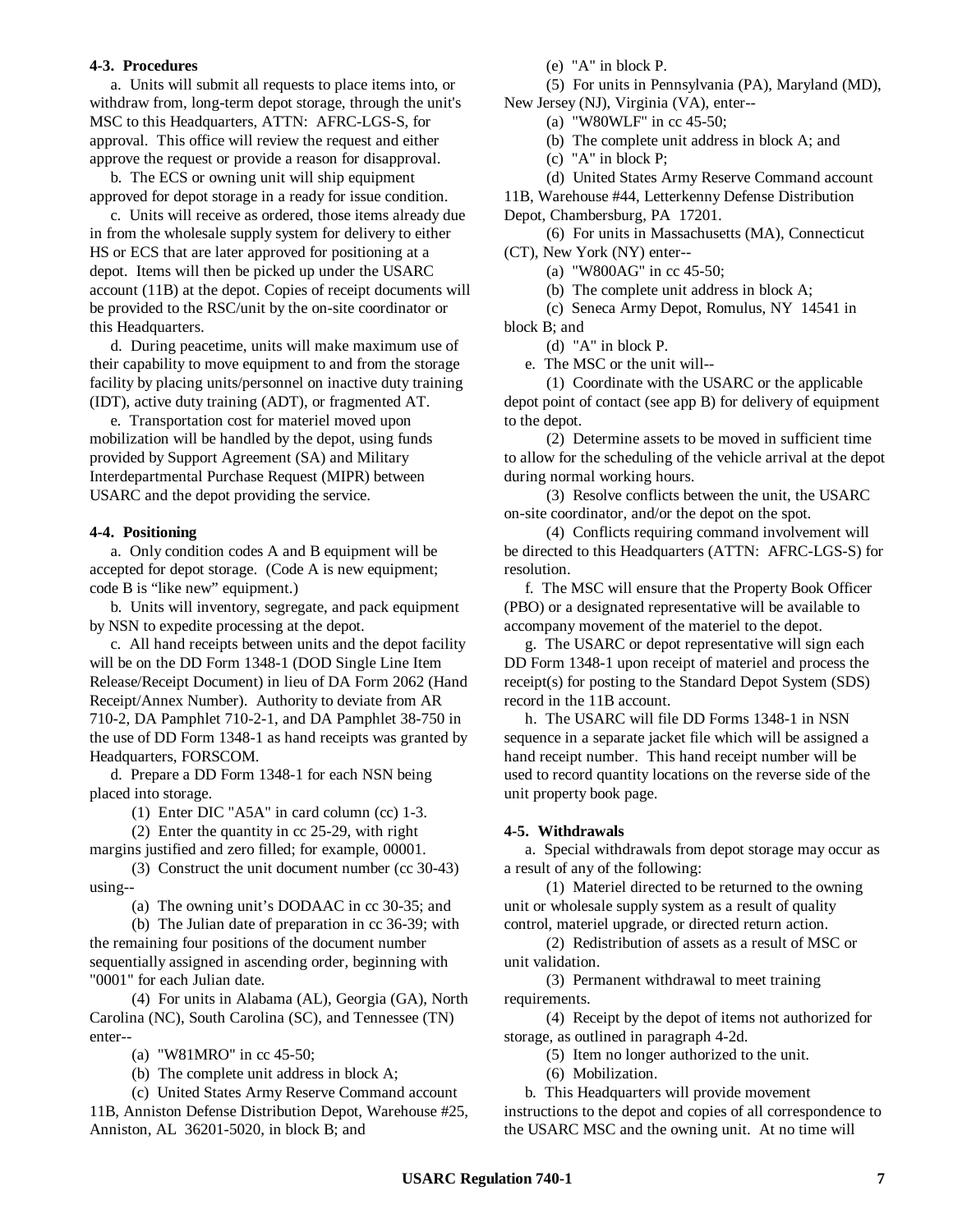**4-3. Procedures**

a. Units will submit all requests to place items into, or withdraw from, long-term depot storage, through the unit's MSC to this Headquarters, ATTN: AFRC-LGS-S, for approval. This office will review the request and either approve the request or provide a reason for disapproval.

b. The ECS or owning unit will ship equipment approved for depot storage in a ready for issue condition.

c. Units will receive as ordered, those items already due in from the wholesale supply system for delivery to either HS or ECS that are later approved for positioning at a depot. Items will then be picked up under the USARC account (11B) at the depot. Copies of receipt documents will be provided to the RSC/unit by the on-site coordinator or this Headquarters.

d. During peacetime, units will make maximum use of their capability to move equipment to and from the storage facility by placing units/personnel on inactive duty training (IDT), active duty training (ADT), or fragmented AT.

e. Transportation cost for materiel moved upon mobilization will be handled by the depot, using funds provided by Support Agreement (SA) and Military Interdepartmental Purchase Request (MIPR) between USARC and the depot providing the service.

**4-4. Positioning**

a. Only condition codes A and B equipment will be accepted for depot storage. (Code A is new equipment; code B is "like new" equipment.)

b. Units will inventory, segregate, and pack equipment by NSN to expedite processing at the depot.

c. All hand receipts between units and the depot facility will be on the DD Form 1348-1 (DOD Single Line Item Release/Receipt Document) in lieu of DA Form 2062 (Hand Receipt/Annex Number). Authority to deviate from AR 710-2, DA Pamphlet 710-2-1, and DA Pamphlet 38-750 in the use of DD Form 1348-1 as hand receipts was granted by Headquarters, FORSCOM.

d. Prepare a DD Form 1348-1 for each NSN being placed into storage.

(1) Enter DIC "A5A" in card column (cc) 1-3.

(2) Enter the quantity in cc 25-29, with right margins justified and zero filled; for example, 00001.

(3) Construct the unit document number (cc 30-43) using--

(a) The owning unit's DODAAC in cc 30-35; and

(b) The Julian date of preparation in cc 36-39; with the remaining four positions of the document number sequentially assigned in ascending order, beginning with "0001" for each Julian date.

(4) For units in Alabama (AL), Georgia (GA), North Carolina (NC), South Carolina (SC), and Tennessee (TN) enter--

(a) "W81MRO" in cc 45-50;

(b) The complete unit address in block A;

(c) United States Army Reserve Command account 11B, Anniston Defense Distribution Depot, Warehouse #25, Anniston, AL 36201-5020, in block B; and

(e) "A" in block P.

(5) For units in Pennsylvania (PA), Maryland (MD), New Jersey (NJ), Virginia (VA), enter--

(a) "W80WLF" in cc 45-50;

(b) The complete unit address in block A; and

(c) "A" in block P;

(d) United States Army Reserve Command account 11B, Warehouse #44, Letterkenny Defense Distribution Depot, Chambersburg, PA 17201.

(6) For units in Massachusetts (MA), Connecticut (CT), New York (NY) enter--

(a) "W800AG" in cc 45-50;

(b) The complete unit address in block A;

(c) Seneca Army Depot, Romulus, NY 14541 in block B; and

(d) "A" in block P.

e. The MSC or the unit will--

(1) Coordinate with the USARC or the applicable depot point of contact (see app B) for delivery of equipment to the depot.

(2) Determine assets to be moved in sufficient time to allow for the scheduling of the vehicle arrival at the depot during normal working hours.

(3) Resolve conflicts between the unit, the USARC on-site coordinator, and/or the depot on the spot.

(4) Conflicts requiring command involvement will be directed to this Headquarters (ATTN: AFRC-LGS-S) for resolution.

f. The MSC will ensure that the Property Book Officer (PBO) or a designated representative will be available to accompany movement of the materiel to the depot.

g. The USARC or depot representative will sign each DD Form 1348-1 upon receipt of materiel and process the receipt(s) for posting to the Standard Depot System (SDS) record in the 11B account.

h. The USARC will file DD Forms 1348-1 in NSN sequence in a separate jacket file which will be assigned a hand receipt number. This hand receipt number will be used to record quantity locations on the reverse side of the unit property book page.

**4-5. Withdrawals**

a. Special withdrawals from depot storage may occur as a result of any of the following:

(1) Materiel directed to be returned to the owning unit or wholesale supply system as a result of quality control, materiel upgrade, or directed return action.

(2) Redistribution of assets as a result of MSC or unit validation.

(3) Permanent withdrawal to meet training requirements.

(4) Receipt by the depot of items not authorized for storage, as outlined in paragraph 4-2d.

(5) Item no longer authorized to the unit.

(6) Mobilization.

b. This Headquarters will provide movement instructions to the depot and copies of all correspondence to the USARC MSC and the owning unit. At no time will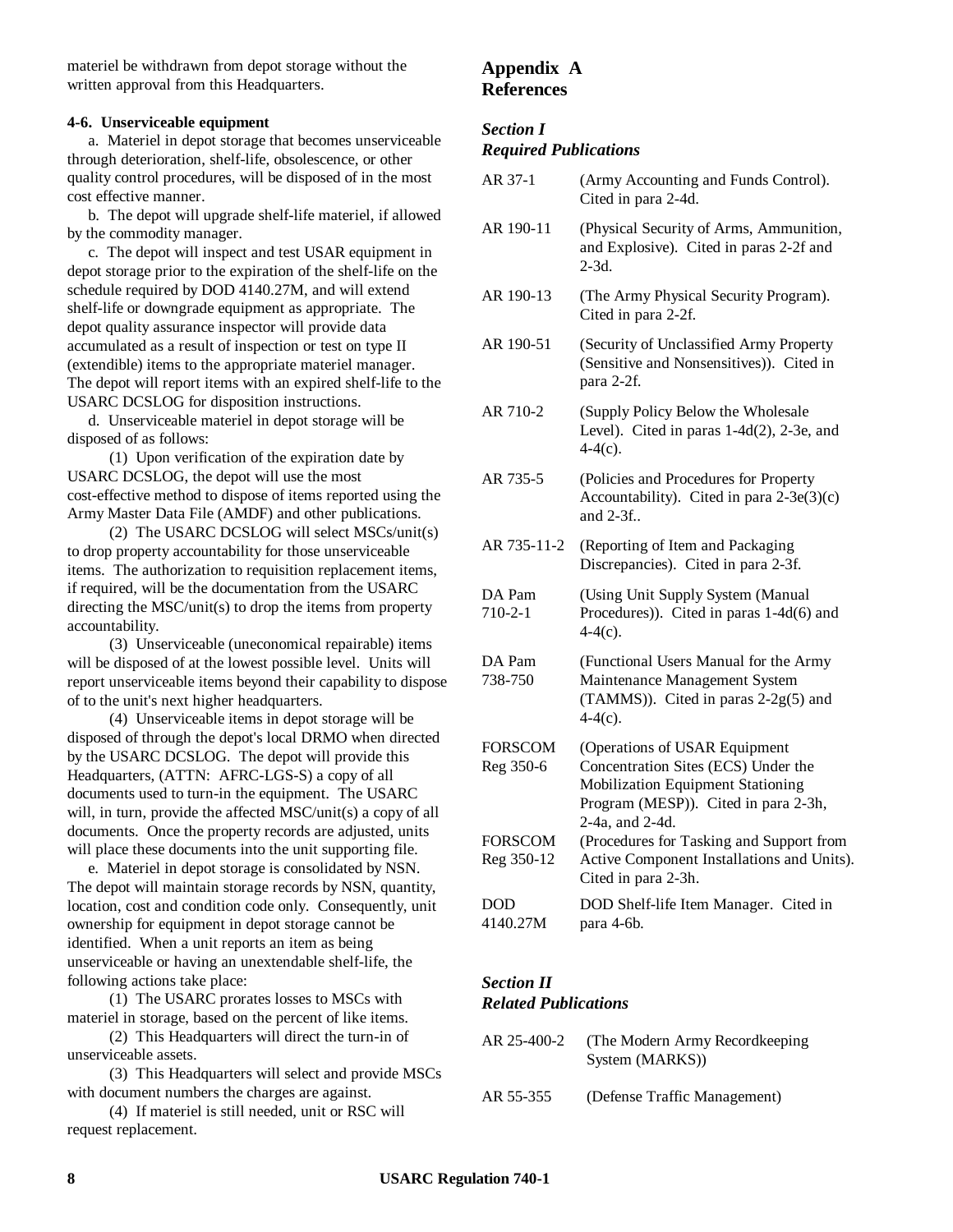materiel be withdrawn from depot storage without the written approval from this Headquarters.

**4-6. Unserviceable equipment**

a. Materiel in depot storage that becomes unserviceable through deterioration, shelf-life, obsolescence, or other quality control procedures, will be disposed of in the most cost effective manner.

b. The depot will upgrade shelf-life materiel, if allowed by the commodity manager.

c. The depot will inspect and test USAR equipment in depot storage prior to the expiration of the shelf-life on the schedule required by DOD 4140.27M, and will extend shelf-life or downgrade equipment as appropriate. The depot quality assurance inspector will provide data accumulated as a result of inspection or test on type II (extendible) items to the appropriate materiel manager. The depot will report items with an expired shelf-life to the USARC DCSLOG for disposition instructions.

d. Unserviceable materiel in depot storage will be disposed of as follows:

(1) Upon verification of the expiration date by USARC DCSLOG, the depot will use the most cost-effective method to dispose of items reported using the Army Master Data File (AMDF) and other publications.

(2) The USARC DCSLOG will select MSCs/unit(s) to drop property accountability for those unserviceable items. The authorization to requisition replacement items, if required, will be the documentation from the USARC directing the MSC/unit(s) to drop the items from property accountability.

(3) Unserviceable (uneconomical repairable) items will be disposed of at the lowest possible level. Units will report unserviceable items beyond their capability to dispose of to the unit's next higher headquarters.

(4) Unserviceable items in depot storage will be disposed of through the depot's local DRMO when directed by the USARC DCSLOG. The depot will provide this Headquarters, (ATTN: AFRC-LGS-S) a copy of all documents used to turn-in the equipment. The USARC will, in turn, provide the affected MSC/unit(s) a copy of all documents. Once the property records are adjusted, units will place these documents into the unit supporting file.

e. Materiel in depot storage is consolidated by NSN. The depot will maintain storage records by NSN, quantity, location, cost and condition code only. Consequently, unit ownership for equipment in depot storage cannot be identified. When a unit reports an item as being unserviceable or having an unextendable shelf-life, the following actions take place:

(1) The USARC prorates losses to MSCs with materiel in storage, based on the percent of like items.

(2) This Headquarters will direct the turn-in of unserviceable assets.

(3) This Headquarters will select and provide MSCs with document numbers the charges are against.

(4) If materiel is still needed, unit or RSC will request replacement.

## Appendix A References

### *Section I Required Publications*

| | |
|---|---|
| AR 37-1 | (Army Accounting and Funds Control). Cited in para 2-4d. |
| AR 190-11 | (Physical Security of Arms, Ammunition, and Explosive). Cited in paras 2-2f and 2-3d. |
| AR 190-13 | (The Army Physical Security Program). Cited in para 2-2f. |
| AR 190-51 | (Security of Unclassified Army Property (Sensitive and Nonsensitives)). Cited in para 2-2f. |
| AR 710-2 | (Supply Policy Below the Wholesale Level). Cited in paras 1-4d(2), 2-3e, and 4-4(c). |
| AR 735-5 | (Policies and Procedures for Property Accountability). Cited in para 2-3e(3)(c) and 2-3f.. |
| AR 735-11-2 | (Reporting of Item and Packaging Discrepancies). Cited in para 2-3f. |
| DA Pam 710-2-1 | (Using Unit Supply System (Manual Procedures)). Cited in paras 1-4d(6) and 4-4(c). |
| DA Pam 738-750 | (Functional Users Manual for the Army Maintenance Management System (TAMMS)). Cited in paras 2-2g(5) and 4-4(c). |
| FORSCOM Reg 350-6 | (Operations of USAR Equipment Concentration Sites (ECS) Under the Mobilization Equipment Stationing Program (MESP)). Cited in para 2-3h, 2-4a, and 2-4d. |
| FORSCOM Reg 350-12 | (Procedures for Tasking and Support from Active Component Installations and Units). Cited in para 2-3h. |
| DOD 4140.27M | DOD Shelf-life Item Manager. Cited in para 4-6b. |

### *Section II Related Publications*

| | |
|---|---|
| AR 25-400-2 | (The Modern Army Recordkeeping System (MARKS)) |
| AR 55-355 | (Defense Traffic Management) |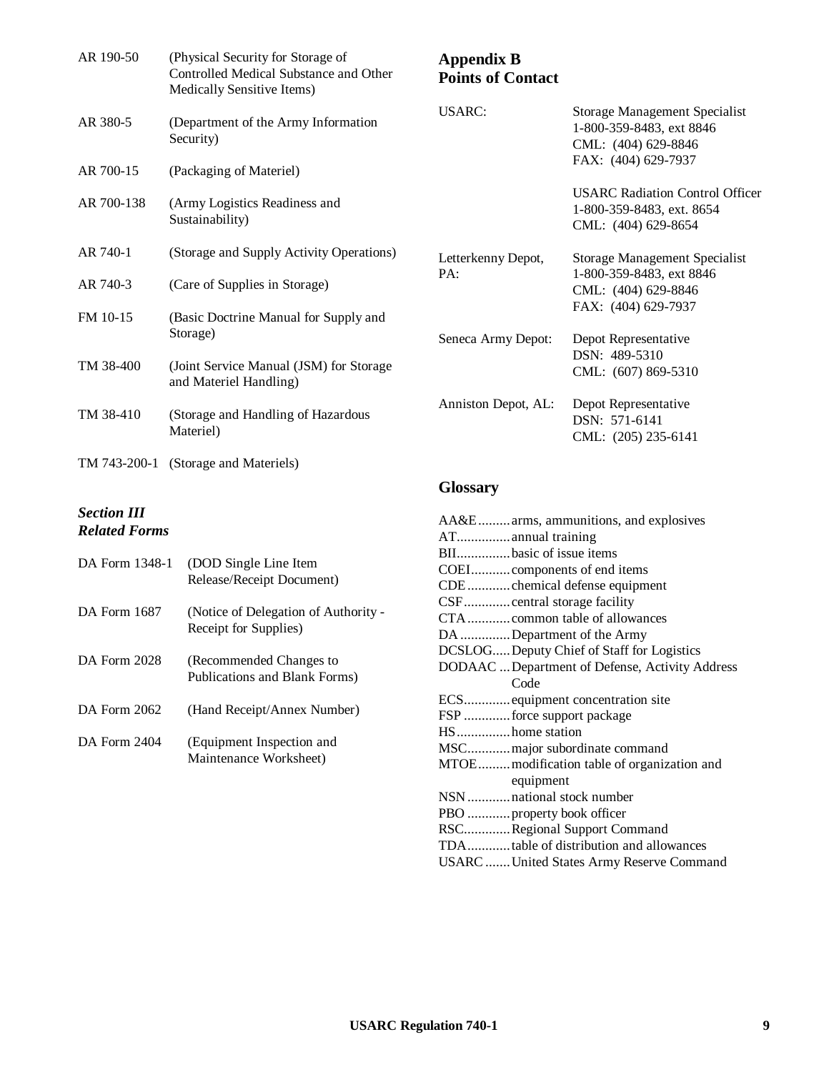| | |
|---|---|
| AR 190-50 | (Physical Security for Storage of Controlled Medical Substance and Other Medically Sensitive Items) |
| AR 380-5 | (Department of the Army Information Security) |
| AR 700-15 | (Packaging of Materiel) |
| AR 700-138 | (Army Logistics Readiness and Sustainability) |
| AR 740-1 | (Storage and Supply Activity Operations) |
| AR 740-3 | (Care of Supplies in Storage) |
| FM 10-15 | (Basic Doctrine Manual for Supply and Storage) |
| TM 38-400 | (Joint Service Manual (JSM) for Storage and Materiel Handling) |
| TM 38-410 | (Storage and Handling of Hazardous Materiel) |
| TM 743-200-1 | (Storage and Materiels) |

### *Section III*
### *Related Forms*

| | |
|---|---|
| DA Form 1348-1 | (DOD Single Line Item Release/Receipt Document) |
| DA Form 1687 | (Notice of Delegation of Authority - Receipt for Supplies) |
| DA Form 2028 | (Recommended Changes to Publications and Blank Forms) |
| DA Form 2062 | (Hand Receipt/Annex Number) |
| DA Form 2404 | (Equipment Inspection and Maintenance Worksheet) |

## Appendix B
## Points of Contact

| | |
|---|---|
| USARC: | Storage Management Specialist<br>1-800-359-8483, ext 8846<br>CML: (404) 629-8846<br>FAX: (404) 629-7937 |
| | USARC Radiation Control Officer<br>1-800-359-8483, ext. 8654<br>CML: (404) 629-8654 |
| Letterkenny Depot, PA: | Storage Management Specialist<br>1-800-359-8483, ext 8846<br>CML: (404) 629-8846<br>FAX: (404) 629-7937 |
| Seneca Army Depot: | Depot Representative<br>DSN: 489-5310<br>CML: (607) 869-5310 |
| Anniston Depot, AL: | Depot Representative<br>DSN: 571-6141<br>CML: (205) 235-6141 |

## Glossary

AA&E......... arms, ammunitions, and explosives
AT............... annual training
BII............... basic of issue items
COEI........... components of end items
CDE ............ chemical defense equipment
CSF............. central storage facility
CTA ............ common table of allowances
DA .............. Department of the Army
DCSLOG..... Deputy Chief of Staff for Logistics
DODAAC ... Department of Defense, Activity Address Code
ECS............. equipment concentration site
FSP ............. force support package
HS............... home station
MSC............ major subordinate command
MTOE......... modification table of organization and equipment
NSN ............ national stock number
PBO ............ property book officer
RSC............. Regional Support Command
TDA............ table of distribution and allowances
USARC ....... United States Army Reserve Command